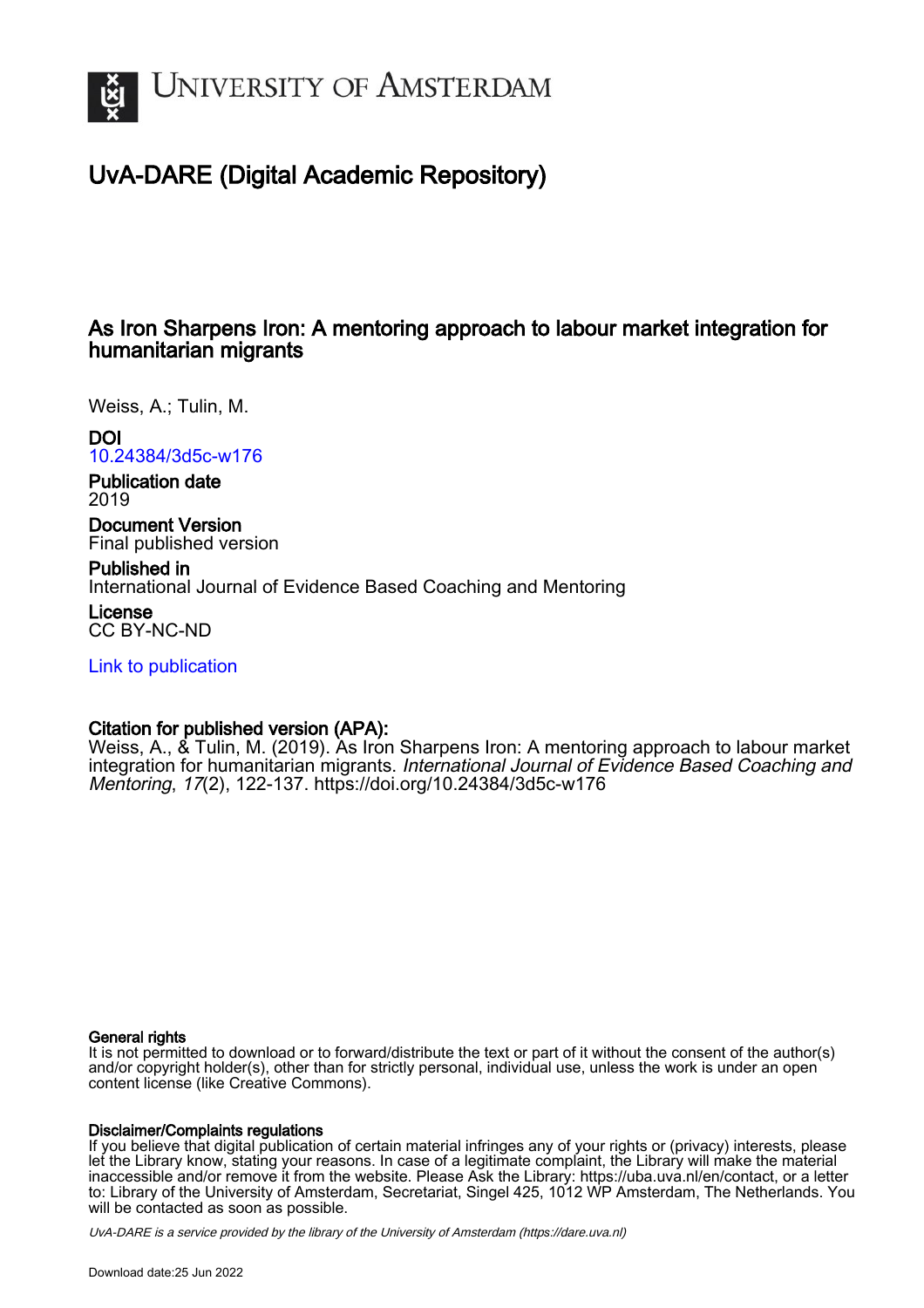# UvA-DARE (Digital Academic Repository)

## As Iron Sharpens Iron: A mentoring approach to labour market integration for humanitarian migrants

Weiss, A.; Tulin, M.

**DOI**
10.24384/3d5c-w176

**Publication date**
2019

**Document Version**
Final published version

**Published in**
International Journal of Evidence Based Coaching and Mentoring

**License**
CC BY-NC-ND

Link to publication

**Citation for published version (APA):**
Weiss, A., & Tulin, M. (2019). As Iron Sharpens Iron: A mentoring approach to labour market integration for humanitarian migrants. *International Journal of Evidence Based Coaching and Mentoring*, *17*(2), 122-137. https://doi.org/10.24384/3d5c-w176

**General rights**
It is not permitted to download or to forward/distribute the text or part of it without the consent of the author(s) and/or copyright holder(s), other than for strictly personal, individual use, unless the work is under an open content license (like Creative Commons).

**Disclaimer/Complaints regulations**
If you believe that digital publication of certain material infringes any of your rights or (privacy) interests, please let the Library know, stating your reasons. In case of a legitimate complaint, the Library will make the material inaccessible and/or remove it from the website. Please Ask the Library: https://uba.uva.nl/en/contact, or a letter to: Library of the University of Amsterdam, Secretariat, Singel 425, 1012 WP Amsterdam, The Netherlands. You will be contacted as soon as possible.

*UvA-DARE is a service provided by the library of the University of Amsterdam (https://dare.uva.nl)*

Download date:25 Jun 2022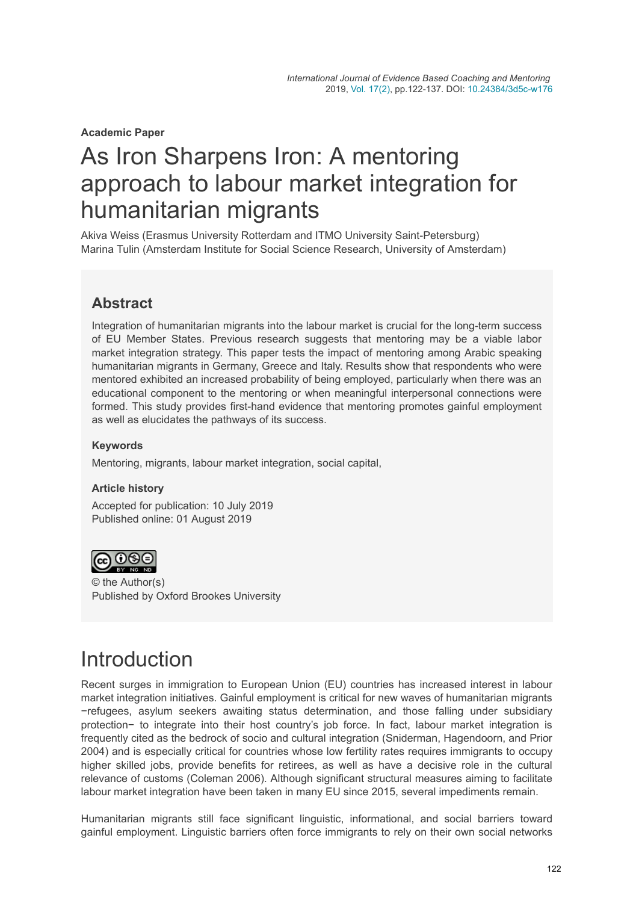Academic Paper

# As Iron Sharpens Iron: A mentoring approach to labour market integration for humanitarian migrants

Akiva Weiss (Erasmus University Rotterdam and ITMO University Saint-Petersburg)
Marina Tulin (Amsterdam Institute for Social Science Research, University of Amsterdam)

## Abstract

Integration of humanitarian migrants into the labour market is crucial for the long-term success of EU Member States. Previous research suggests that mentoring may be a viable labor market integration strategy. This paper tests the impact of mentoring among Arabic speaking humanitarian migrants in Germany, Greece and Italy. Results show that respondents who were mentored exhibited an increased probability of being employed, particularly when there was an educational component to the mentoring or when meaningful interpersonal connections were formed. This study provides first-hand evidence that mentoring promotes gainful employment as well as elucidates the pathways of its success.

### Keywords

Mentoring, migrants, labour market integration, social capital,

### Article history

Accepted for publication: 10 July 2019
Published online: 01 August 2019

© the Author(s)
Published by Oxford Brookes University

# Introduction

Recent surges in immigration to European Union (EU) countries has increased interest in labour market integration initiatives. Gainful employment is critical for new waves of humanitarian migrants −refugees, asylum seekers awaiting status determination, and those falling under subsidiary protection− to integrate into their host country's job force. In fact, labour market integration is frequently cited as the bedrock of socio and cultural integration (Sniderman, Hagendoorn, and Prior 2004) and is especially critical for countries whose low fertility rates requires immigrants to occupy higher skilled jobs, provide benefits for retirees, as well as have a decisive role in the cultural relevance of customs (Coleman 2006). Although significant structural measures aiming to facilitate labour market integration have been taken in many EU since 2015, several impediments remain.

Humanitarian migrants still face significant linguistic, informational, and social barriers toward gainful employment. Linguistic barriers often force immigrants to rely on their own social networks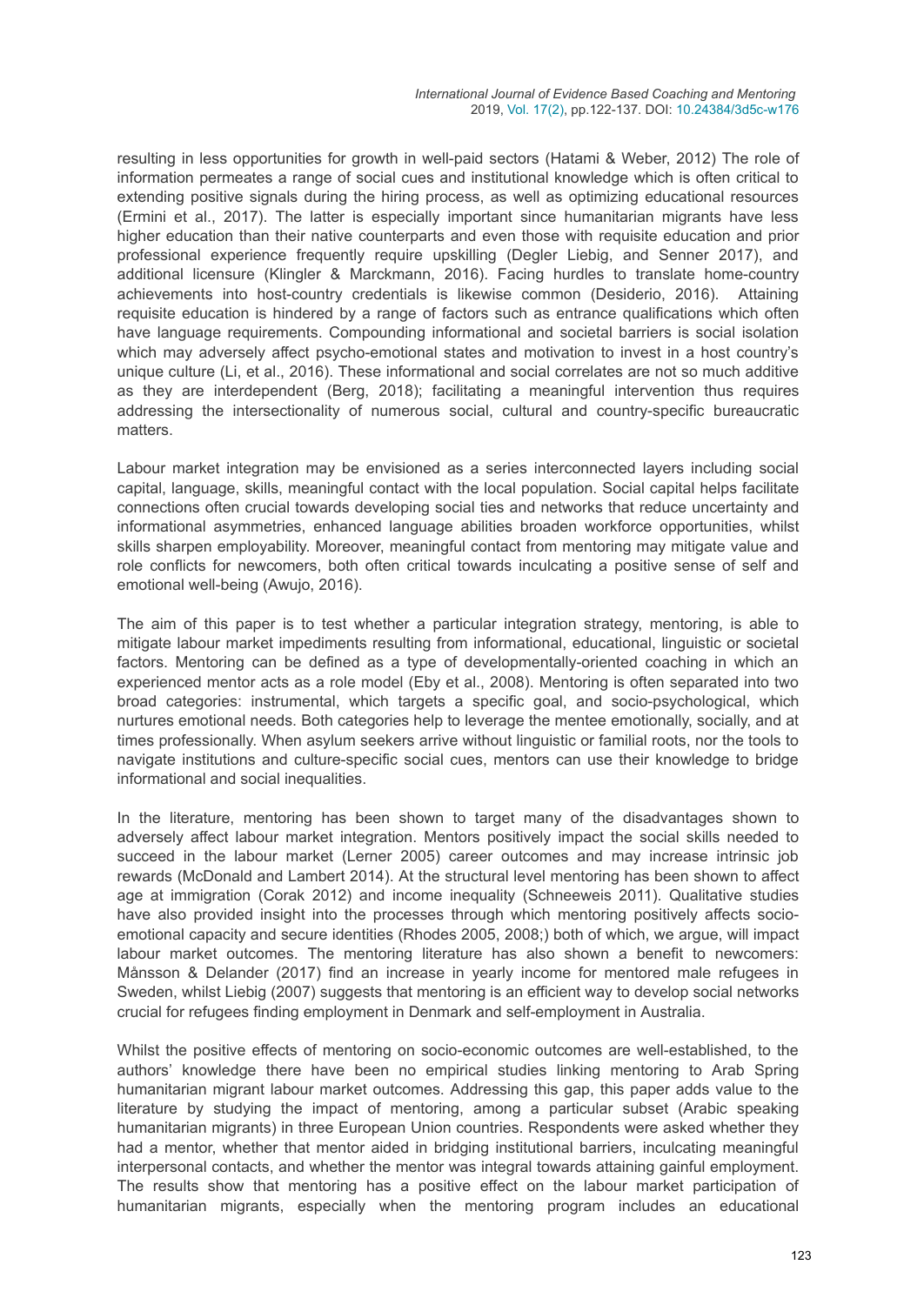resulting in less opportunities for growth in well-paid sectors (Hatami & Weber, 2012) The role of information permeates a range of social cues and institutional knowledge which is often critical to extending positive signals during the hiring process, as well as optimizing educational resources (Ermini et al., 2017). The latter is especially important since humanitarian migrants have less higher education than their native counterparts and even those with requisite education and prior professional experience frequently require upskilling (Degler Liebig, and Senner 2017), and additional licensure (Klingler & Marckmann, 2016). Facing hurdles to translate home-country achievements into host-country credentials is likewise common (Desiderio, 2016). Attaining requisite education is hindered by a range of factors such as entrance qualifications which often have language requirements. Compounding informational and societal barriers is social isolation which may adversely affect psycho-emotional states and motivation to invest in a host country's unique culture (Li, et al., 2016). These informational and social correlates are not so much additive as they are interdependent (Berg, 2018); facilitating a meaningful intervention thus requires addressing the intersectionality of numerous social, cultural and country-specific bureaucratic matters.

Labour market integration may be envisioned as a series interconnected layers including social capital, language, skills, meaningful contact with the local population. Social capital helps facilitate connections often crucial towards developing social ties and networks that reduce uncertainty and informational asymmetries, enhanced language abilities broaden workforce opportunities, whilst skills sharpen employability. Moreover, meaningful contact from mentoring may mitigate value and role conflicts for newcomers, both often critical towards inculcating a positive sense of self and emotional well-being (Awujo, 2016).

The aim of this paper is to test whether a particular integration strategy, mentoring, is able to mitigate labour market impediments resulting from informational, educational, linguistic or societal factors. Mentoring can be defined as a type of developmentally-oriented coaching in which an experienced mentor acts as a role model (Eby et al., 2008). Mentoring is often separated into two broad categories: instrumental, which targets a specific goal, and socio-psychological, which nurtures emotional needs. Both categories help to leverage the mentee emotionally, socially, and at times professionally. When asylum seekers arrive without linguistic or familial roots, nor the tools to navigate institutions and culture-specific social cues, mentors can use their knowledge to bridge informational and social inequalities.

In the literature, mentoring has been shown to target many of the disadvantages shown to adversely affect labour market integration. Mentors positively impact the social skills needed to succeed in the labour market (Lerner 2005) career outcomes and may increase intrinsic job rewards (McDonald and Lambert 2014). At the structural level mentoring has been shown to affect age at immigration (Corak 2012) and income inequality (Schneeweis 2011). Qualitative studies have also provided insight into the processes through which mentoring positively affects socio-emotional capacity and secure identities (Rhodes 2005, 2008;) both of which, we argue, will impact labour market outcomes. The mentoring literature has also shown a benefit to newcomers: Månsson & Delander (2017) find an increase in yearly income for mentored male refugees in Sweden, whilst Liebig (2007) suggests that mentoring is an efficient way to develop social networks crucial for refugees finding employment in Denmark and self-employment in Australia.

Whilst the positive effects of mentoring on socio-economic outcomes are well-established, to the authors' knowledge there have been no empirical studies linking mentoring to Arab Spring humanitarian migrant labour market outcomes. Addressing this gap, this paper adds value to the literature by studying the impact of mentoring, among a particular subset (Arabic speaking humanitarian migrants) in three European Union countries. Respondents were asked whether they had a mentor, whether that mentor aided in bridging institutional barriers, inculcating meaningful interpersonal contacts, and whether the mentor was integral towards attaining gainful employment. The results show that mentoring has a positive effect on the labour market participation of humanitarian migrants, especially when the mentoring program includes an educational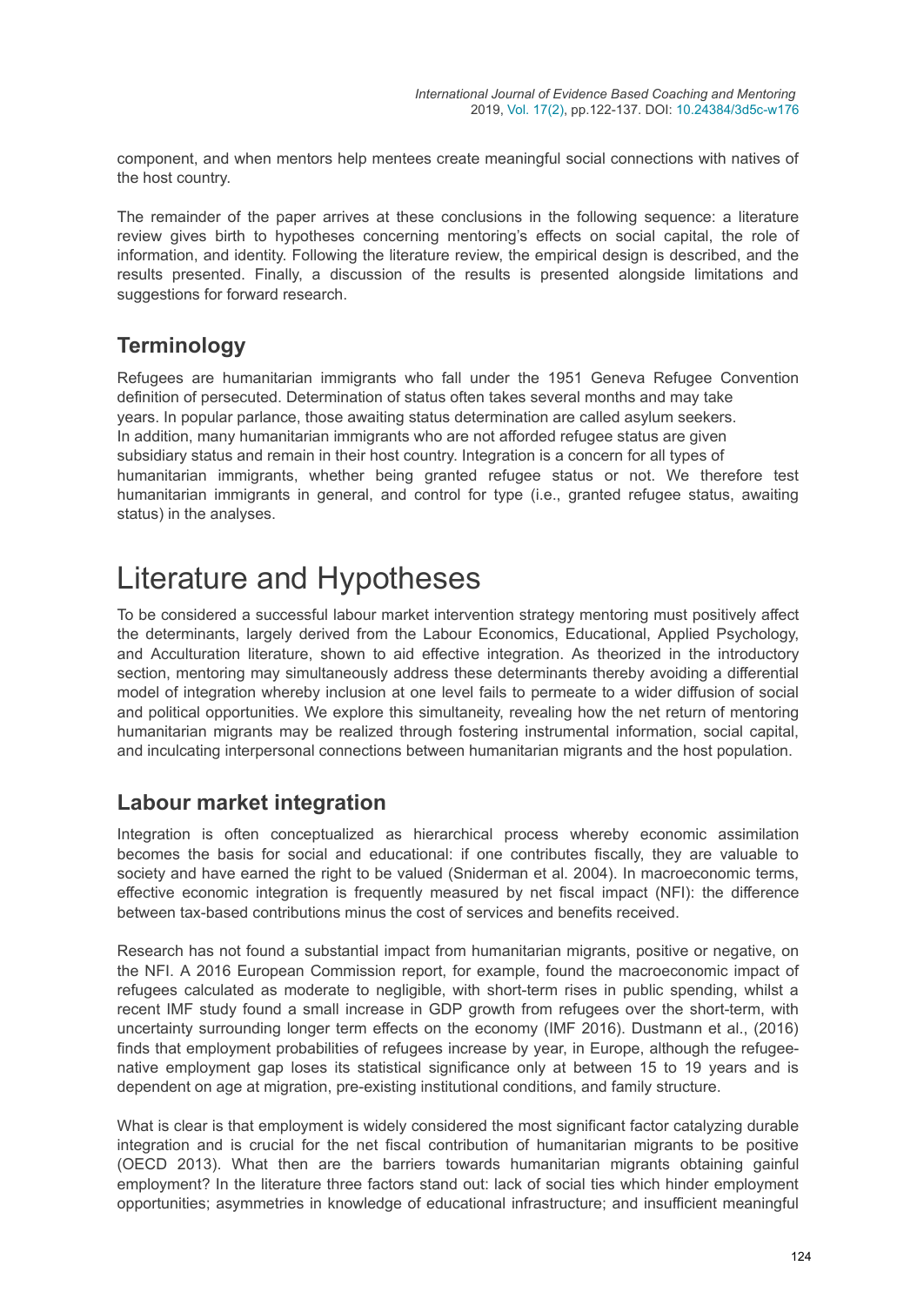component, and when mentors help mentees create meaningful social connections with natives of the host country.

The remainder of the paper arrives at these conclusions in the following sequence: a literature review gives birth to hypotheses concerning mentoring's effects on social capital, the role of information, and identity. Following the literature review, the empirical design is described, and the results presented. Finally, a discussion of the results is presented alongside limitations and suggestions for forward research.

## Terminology

Refugees are humanitarian immigrants who fall under the 1951 Geneva Refugee Convention definition of persecuted. Determination of status often takes several months and may take years. In popular parlance, those awaiting status determination are called asylum seekers. In addition, many humanitarian immigrants who are not afforded refugee status are given subsidiary status and remain in their host country. Integration is a concern for all types of humanitarian immigrants, whether being granted refugee status or not. We therefore test humanitarian immigrants in general, and control for type (i.e., granted refugee status, awaiting status) in the analyses.

# Literature and Hypotheses

To be considered a successful labour market intervention strategy mentoring must positively affect the determinants, largely derived from the Labour Economics, Educational, Applied Psychology, and Acculturation literature, shown to aid effective integration. As theorized in the introductory section, mentoring may simultaneously address these determinants thereby avoiding a differential model of integration whereby inclusion at one level fails to permeate to a wider diffusion of social and political opportunities. We explore this simultaneity, revealing how the net return of mentoring humanitarian migrants may be realized through fostering instrumental information, social capital, and inculcating interpersonal connections between humanitarian migrants and the host population.

## Labour market integration

Integration is often conceptualized as hierarchical process whereby economic assimilation becomes the basis for social and educational: if one contributes fiscally, they are valuable to society and have earned the right to be valued (Sniderman et al. 2004). In macroeconomic terms, effective economic integration is frequently measured by net fiscal impact (NFI): the difference between tax-based contributions minus the cost of services and benefits received.

Research has not found a substantial impact from humanitarian migrants, positive or negative, on the NFI. A 2016 European Commission report, for example, found the macroeconomic impact of refugees calculated as moderate to negligible, with short-term rises in public spending, whilst a recent IMF study found a small increase in GDP growth from refugees over the short-term, with uncertainty surrounding longer term effects on the economy (IMF 2016). Dustmann et al., (2016) finds that employment probabilities of refugees increase by year, in Europe, although the refugee-native employment gap loses its statistical significance only at between 15 to 19 years and is dependent on age at migration, pre-existing institutional conditions, and family structure.

What is clear is that employment is widely considered the most significant factor catalyzing durable integration and is crucial for the net fiscal contribution of humanitarian migrants to be positive (OECD 2013). What then are the barriers towards humanitarian migrants obtaining gainful employment? In the literature three factors stand out: lack of social ties which hinder employment opportunities; asymmetries in knowledge of educational infrastructure; and insufficient meaningful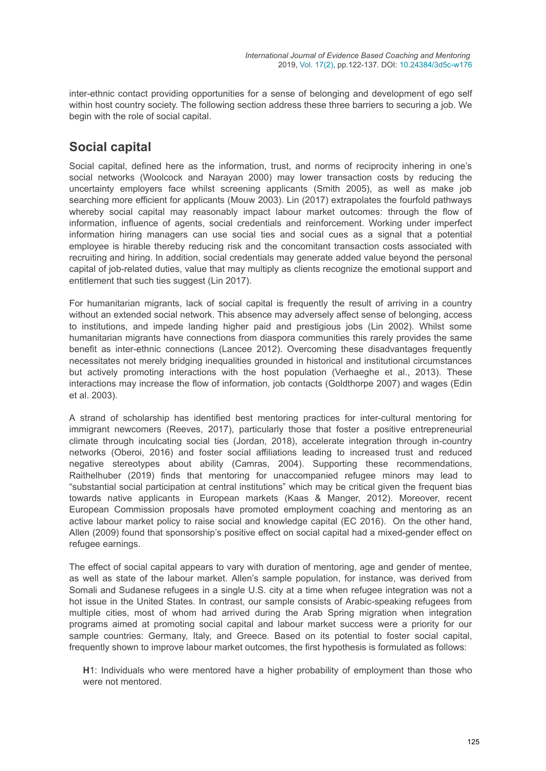inter-ethnic contact providing opportunities for a sense of belonging and development of ego self within host country society. The following section address these three barriers to securing a job. We begin with the role of social capital.

## Social capital

Social capital, defined here as the information, trust, and norms of reciprocity inhering in one's social networks (Woolcock and Narayan 2000) may lower transaction costs by reducing the uncertainty employers face whilst screening applicants (Smith 2005), as well as make job searching more efficient for applicants (Mouw 2003). Lin (2017) extrapolates the fourfold pathways whereby social capital may reasonably impact labour market outcomes: through the flow of information, influence of agents, social credentials and reinforcement. Working under imperfect information hiring managers can use social ties and social cues as a signal that a potential employee is hirable thereby reducing risk and the concomitant transaction costs associated with recruiting and hiring. In addition, social credentials may generate added value beyond the personal capital of job-related duties, value that may multiply as clients recognize the emotional support and entitlement that such ties suggest (Lin 2017).

For humanitarian migrants, lack of social capital is frequently the result of arriving in a country without an extended social network. This absence may adversely affect sense of belonging, access to institutions, and impede landing higher paid and prestigious jobs (Lin 2002). Whilst some humanitarian migrants have connections from diaspora communities this rarely provides the same benefit as inter-ethnic connections (Lancee 2012). Overcoming these disadvantages frequently necessitates not merely bridging inequalities grounded in historical and institutional circumstances but actively promoting interactions with the host population (Verhaeghe et al., 2013). These interactions may increase the flow of information, job contacts (Goldthorpe 2007) and wages (Edin et al. 2003).

A strand of scholarship has identified best mentoring practices for inter-cultural mentoring for immigrant newcomers (Reeves, 2017), particularly those that foster a positive entrepreneurial climate through inculcating social ties (Jordan, 2018), accelerate integration through in-country networks (Oberoi, 2016) and foster social affiliations leading to increased trust and reduced negative stereotypes about ability (Camras, 2004). Supporting these recommendations, Raithelhuber (2019) finds that mentoring for unaccompanied refugee minors may lead to "substantial social participation at central institutions" which may be critical given the frequent bias towards native applicants in European markets (Kaas & Manger, 2012). Moreover, recent European Commission proposals have promoted employment coaching and mentoring as an active labour market policy to raise social and knowledge capital (EC 2016). On the other hand, Allen (2009) found that sponsorship's positive effect on social capital had a mixed-gender effect on refugee earnings.

The effect of social capital appears to vary with duration of mentoring, age and gender of mentee, as well as state of the labour market. Allen's sample population, for instance, was derived from Somali and Sudanese refugees in a single U.S. city at a time when refugee integration was not a hot issue in the United States. In contrast, our sample consists of Arabic-speaking refugees from multiple cities, most of whom had arrived during the Arab Spring migration when integration programs aimed at promoting social capital and labour market success were a priority for our sample countries: Germany, Italy, and Greece. Based on its potential to foster social capital, frequently shown to improve labour market outcomes, the first hypothesis is formulated as follows:

> **H**1: Individuals who were mentored have a higher probability of employment than those who were not mentored.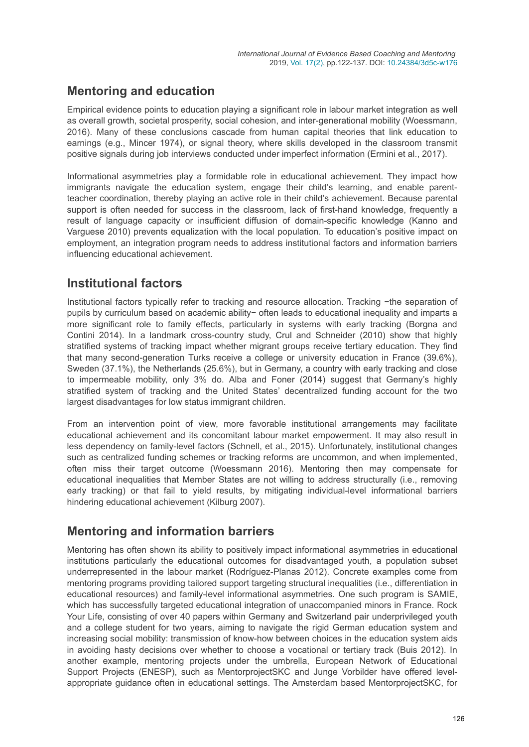## Mentoring and education

Empirical evidence points to education playing a significant role in labour market integration as well as overall growth, societal prosperity, social cohesion, and inter-generational mobility (Woessmann, 2016). Many of these conclusions cascade from human capital theories that link education to earnings (e.g., Mincer 1974), or signal theory, where skills developed in the classroom transmit positive signals during job interviews conducted under imperfect information (Ermini et al., 2017).

Informational asymmetries play a formidable role in educational achievement. They impact how immigrants navigate the education system, engage their child's learning, and enable parent-teacher coordination, thereby playing an active role in their child's achievement. Because parental support is often needed for success in the classroom, lack of first-hand knowledge, frequently a result of language capacity or insufficient diffusion of domain-specific knowledge (Kanno and Varguese 2010) prevents equalization with the local population. To education's positive impact on employment, an integration program needs to address institutional factors and information barriers influencing educational achievement.

## Institutional factors

Institutional factors typically refer to tracking and resource allocation. Tracking −the separation of pupils by curriculum based on academic ability− often leads to educational inequality and imparts a more significant role to family effects, particularly in systems with early tracking (Borgna and Contini 2014). In a landmark cross-country study, Crul and Schneider (2010) show that highly stratified systems of tracking impact whether migrant groups receive tertiary education. They find that many second-generation Turks receive a college or university education in France (39.6%), Sweden (37.1%), the Netherlands (25.6%), but in Germany, a country with early tracking and close to impermeable mobility, only 3% do. Alba and Foner (2014) suggest that Germany's highly stratified system of tracking and the United States' decentralized funding account for the two largest disadvantages for low status immigrant children.

From an intervention point of view, more favorable institutional arrangements may facilitate educational achievement and its concomitant labour market empowerment. It may also result in less dependency on family-level factors (Schnell, et al., 2015). Unfortunately, institutional changes such as centralized funding schemes or tracking reforms are uncommon, and when implemented, often miss their target outcome (Woessmann 2016). Mentoring then may compensate for educational inequalities that Member States are not willing to address structurally (i.e., removing early tracking) or that fail to yield results, by mitigating individual-level informational barriers hindering educational achievement (Kilburg 2007).

## Mentoring and information barriers

Mentoring has often shown its ability to positively impact informational asymmetries in educational institutions particularly the educational outcomes for disadvantaged youth, a population subset underrepresented in the labour market (Rodríguez-Planas 2012). Concrete examples come from mentoring programs providing tailored support targeting structural inequalities (i.e., differentiation in educational resources) and family-level informational asymmetries. One such program is SAMIE, which has successfully targeted educational integration of unaccompanied minors in France. Rock Your Life, consisting of over 40 papers within Germany and Switzerland pair underprivileged youth and a college student for two years, aiming to navigate the rigid German education system and increasing social mobility: transmission of know-how between choices in the education system aids in avoiding hasty decisions over whether to choose a vocational or tertiary track (Buis 2012). In another example, mentoring projects under the umbrella, European Network of Educational Support Projects (ENESP), such as MentorprojectSKC and Junge Vorbilder have offered level-appropriate guidance often in educational settings. The Amsterdam based MentorprojectSKC, for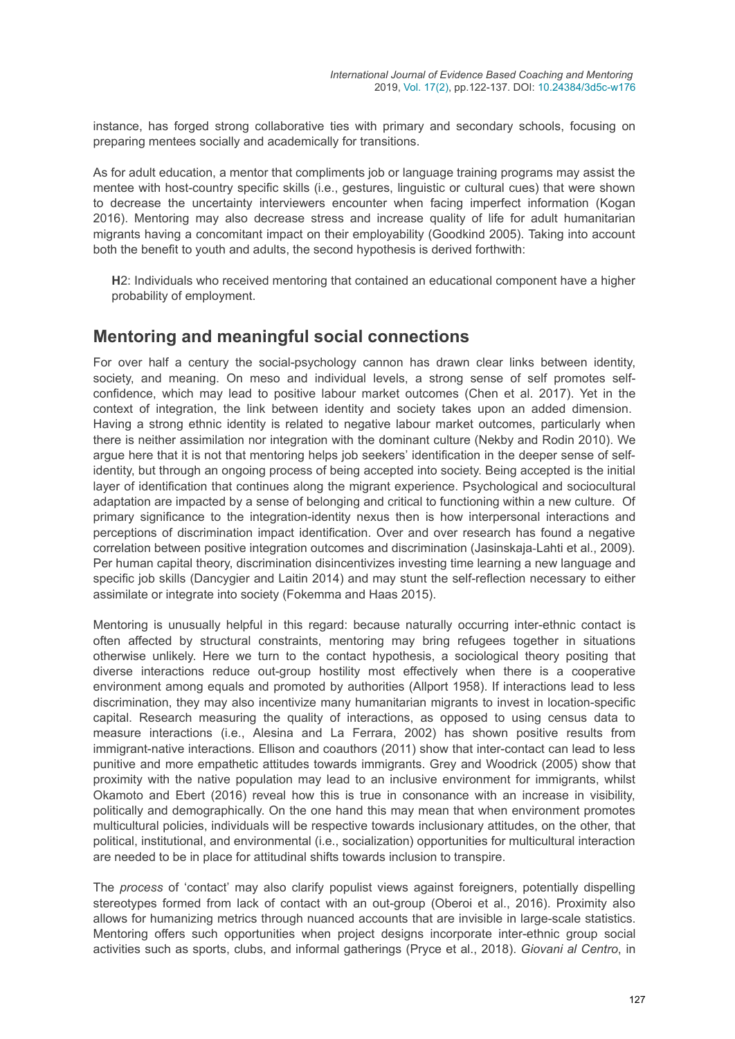instance, has forged strong collaborative ties with primary and secondary schools, focusing on preparing mentees socially and academically for transitions.

As for adult education, a mentor that compliments job or language training programs may assist the mentee with host-country specific skills (i.e., gestures, linguistic or cultural cues) that were shown to decrease the uncertainty interviewers encounter when facing imperfect information (Kogan 2016). Mentoring may also decrease stress and increase quality of life for adult humanitarian migrants having a concomitant impact on their employability (Goodkind 2005). Taking into account both the benefit to youth and adults, the second hypothesis is derived forthwith:

> **H**2: Individuals who received mentoring that contained an educational component have a higher probability of employment.

## Mentoring and meaningful social connections

For over half a century the social-psychology cannon has drawn clear links between identity, society, and meaning. On meso and individual levels, a strong sense of self promotes self-confidence, which may lead to positive labour market outcomes (Chen et al. 2017). Yet in the context of integration, the link between identity and society takes upon an added dimension. Having a strong ethnic identity is related to negative labour market outcomes, particularly when there is neither assimilation nor integration with the dominant culture (Nekby and Rodin 2010). We argue here that it is not that mentoring helps job seekers' identification in the deeper sense of self-identity, but through an ongoing process of being accepted into society. Being accepted is the initial layer of identification that continues along the migrant experience. Psychological and sociocultural adaptation are impacted by a sense of belonging and critical to functioning within a new culture. Of primary significance to the integration-identity nexus then is how interpersonal interactions and perceptions of discrimination impact identification. Over and over research has found a negative correlation between positive integration outcomes and discrimination (Jasinskaja-Lahti et al., 2009). Per human capital theory, discrimination disincentivizes investing time learning a new language and specific job skills (Dancygier and Laitin 2014) and may stunt the self-reflection necessary to either assimilate or integrate into society (Fokemma and Haas 2015).

Mentoring is unusually helpful in this regard: because naturally occurring inter-ethnic contact is often affected by structural constraints, mentoring may bring refugees together in situations otherwise unlikely. Here we turn to the contact hypothesis, a sociological theory positing that diverse interactions reduce out-group hostility most effectively when there is a cooperative environment among equals and promoted by authorities (Allport 1958). If interactions lead to less discrimination, they may also incentivize many humanitarian migrants to invest in location-specific capital. Research measuring the quality of interactions, as opposed to using census data to measure interactions (i.e., Alesina and La Ferrara, 2002) has shown positive results from immigrant-native interactions. Ellison and coauthors (2011) show that inter-contact can lead to less punitive and more empathetic attitudes towards immigrants. Grey and Woodrick (2005) show that proximity with the native population may lead to an inclusive environment for immigrants, whilst Okamoto and Ebert (2016) reveal how this is true in consonance with an increase in visibility, politically and demographically. On the one hand this may mean that when environment promotes multicultural policies, individuals will be respective towards inclusionary attitudes, on the other, that political, institutional, and environmental (i.e., socialization) opportunities for multicultural interaction are needed to be in place for attitudinal shifts towards inclusion to transpire.

The *process* of 'contact' may also clarify populist views against foreigners, potentially dispelling stereotypes formed from lack of contact with an out-group (Oberoi et al., 2016). Proximity also allows for humanizing metrics through nuanced accounts that are invisible in large-scale statistics. Mentoring offers such opportunities when project designs incorporate inter-ethnic group social activities such as sports, clubs, and informal gatherings (Pryce et al., 2018). *Giovani al Centro*, in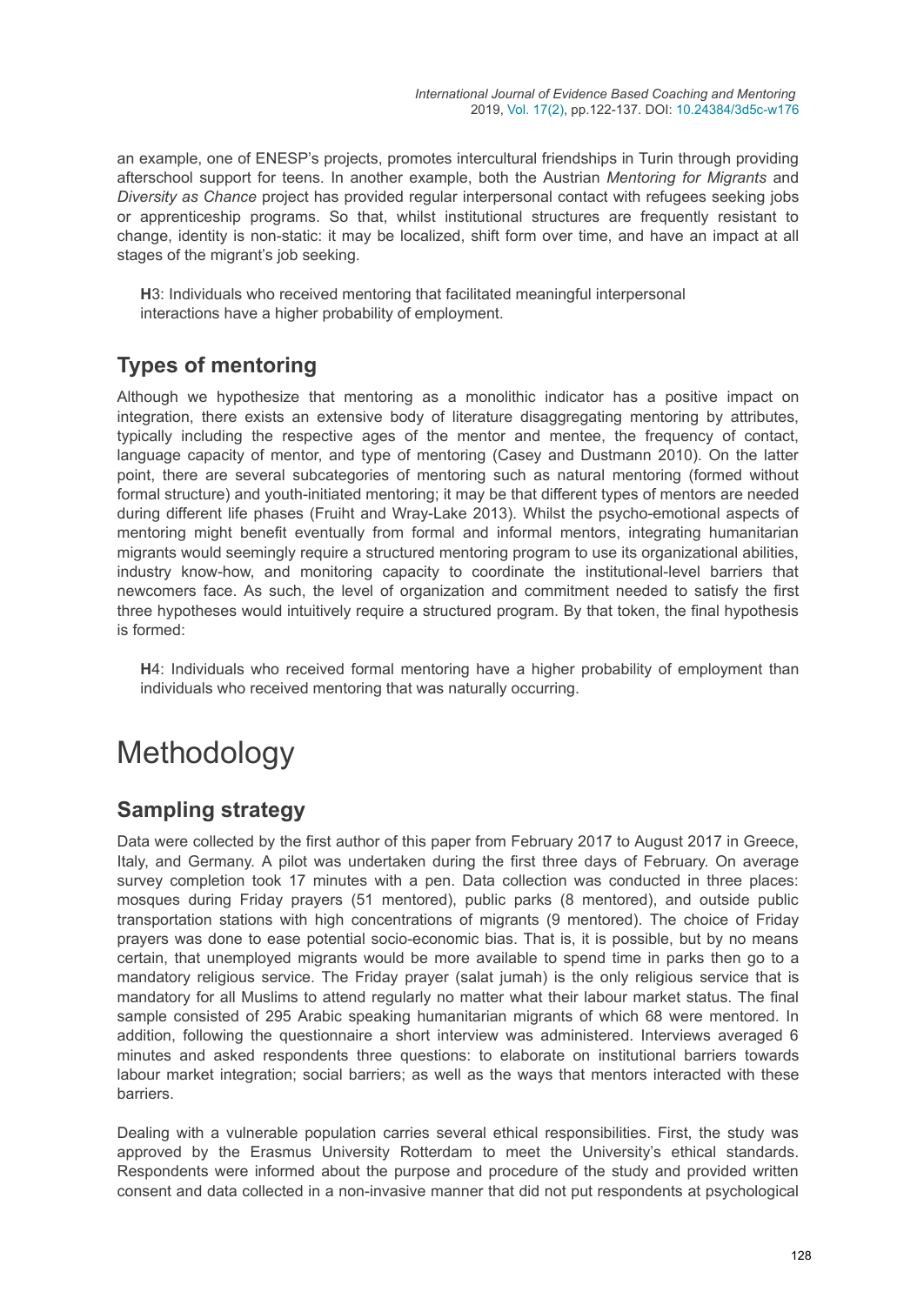an example, one of ENESP's projects, promotes intercultural friendships in Turin through providing afterschool support for teens. In another example, both the Austrian *Mentoring for Migrants* and *Diversity as Chance* project has provided regular interpersonal contact with refugees seeking jobs or apprenticeship programs. So that, whilst institutional structures are frequently resistant to change, identity is non-static: it may be localized, shift form over time, and have an impact at all stages of the migrant's job seeking.

> **H**3: Individuals who received mentoring that facilitated meaningful interpersonal interactions have a higher probability of employment.

## Types of mentoring

Although we hypothesize that mentoring as a monolithic indicator has a positive impact on integration, there exists an extensive body of literature disaggregating mentoring by attributes, typically including the respective ages of the mentor and mentee, the frequency of contact, language capacity of mentor, and type of mentoring (Casey and Dustmann 2010). On the latter point, there are several subcategories of mentoring such as natural mentoring (formed without formal structure) and youth-initiated mentoring; it may be that different types of mentors are needed during different life phases (Fruiht and Wray-Lake 2013). Whilst the psycho-emotional aspects of mentoring might benefit eventually from formal and informal mentors, integrating humanitarian migrants would seemingly require a structured mentoring program to use its organizational abilities, industry know-how, and monitoring capacity to coordinate the institutional-level barriers that newcomers face. As such, the level of organization and commitment needed to satisfy the first three hypotheses would intuitively require a structured program. By that token, the final hypothesis is formed:

> **H**4: Individuals who received formal mentoring have a higher probability of employment than individuals who received mentoring that was naturally occurring.

# Methodology

## Sampling strategy

Data were collected by the first author of this paper from February 2017 to August 2017 in Greece, Italy, and Germany. A pilot was undertaken during the first three days of February. On average survey completion took 17 minutes with a pen. Data collection was conducted in three places: mosques during Friday prayers (51 mentored), public parks (8 mentored), and outside public transportation stations with high concentrations of migrants (9 mentored). The choice of Friday prayers was done to ease potential socio-economic bias. That is, it is possible, but by no means certain, that unemployed migrants would be more available to spend time in parks then go to a mandatory religious service. The Friday prayer (salat jumah) is the only religious service that is mandatory for all Muslims to attend regularly no matter what their labour market status. The final sample consisted of 295 Arabic speaking humanitarian migrants of which 68 were mentored. In addition, following the questionnaire a short interview was administered. Interviews averaged 6 minutes and asked respondents three questions: to elaborate on institutional barriers towards labour market integration; social barriers; as well as the ways that mentors interacted with these barriers.

Dealing with a vulnerable population carries several ethical responsibilities. First, the study was approved by the Erasmus University Rotterdam to meet the University's ethical standards. Respondents were informed about the purpose and procedure of the study and provided written consent and data collected in a non-invasive manner that did not put respondents at psychological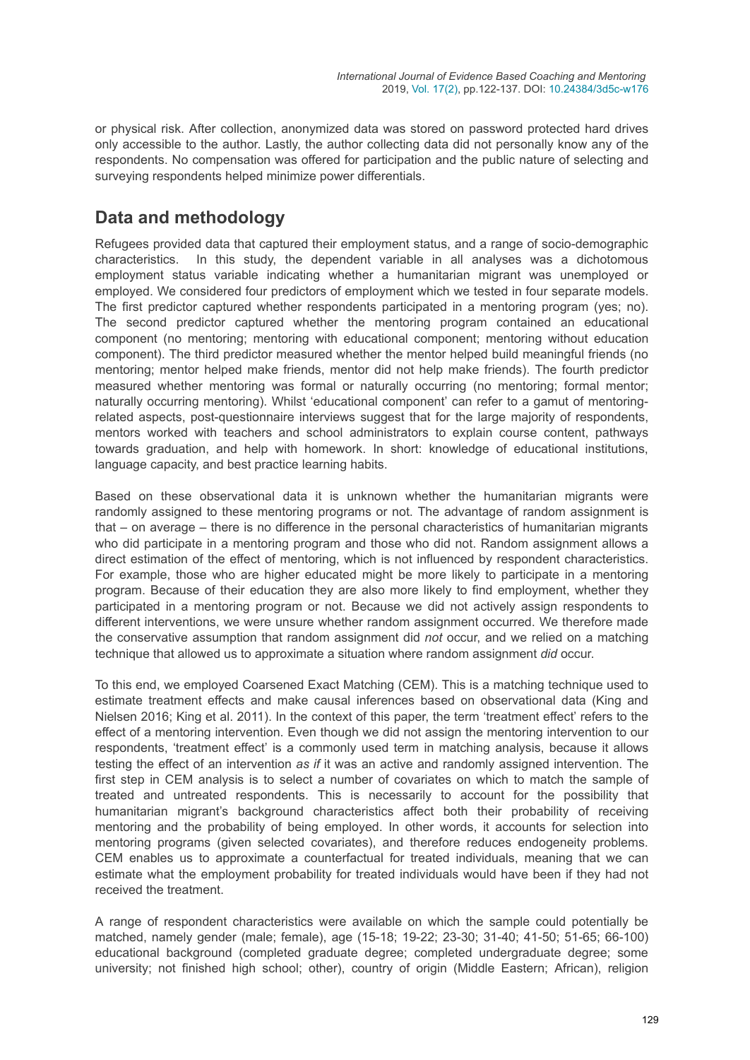or physical risk. After collection, anonymized data was stored on password protected hard drives only accessible to the author. Lastly, the author collecting data did not personally know any of the respondents. No compensation was offered for participation and the public nature of selecting and surveying respondents helped minimize power differentials.

## Data and methodology

Refugees provided data that captured their employment status, and a range of socio-demographic characteristics. In this study, the dependent variable in all analyses was a dichotomous employment status variable indicating whether a humanitarian migrant was unemployed or employed. We considered four predictors of employment which we tested in four separate models. The first predictor captured whether respondents participated in a mentoring program (yes; no). The second predictor captured whether the mentoring program contained an educational component (no mentoring; mentoring with educational component; mentoring without education component). The third predictor measured whether the mentor helped build meaningful friends (no mentoring; mentor helped make friends, mentor did not help make friends). The fourth predictor measured whether mentoring was formal or naturally occurring (no mentoring; formal mentor; naturally occurring mentoring). Whilst 'educational component' can refer to a gamut of mentoring-related aspects, post-questionnaire interviews suggest that for the large majority of respondents, mentors worked with teachers and school administrators to explain course content, pathways towards graduation, and help with homework. In short: knowledge of educational institutions, language capacity, and best practice learning habits.

Based on these observational data it is unknown whether the humanitarian migrants were randomly assigned to these mentoring programs or not. The advantage of random assignment is that – on average – there is no difference in the personal characteristics of humanitarian migrants who did participate in a mentoring program and those who did not. Random assignment allows a direct estimation of the effect of mentoring, which is not influenced by respondent characteristics. For example, those who are higher educated might be more likely to participate in a mentoring program. Because of their education they are also more likely to find employment, whether they participated in a mentoring program or not. Because we did not actively assign respondents to different interventions, we were unsure whether random assignment occurred. We therefore made the conservative assumption that random assignment did *not* occur, and we relied on a matching technique that allowed us to approximate a situation where random assignment *did* occur.

To this end, we employed Coarsened Exact Matching (CEM). This is a matching technique used to estimate treatment effects and make causal inferences based on observational data (King and Nielsen 2016; King et al. 2011). In the context of this paper, the term 'treatment effect' refers to the effect of a mentoring intervention. Even though we did not assign the mentoring intervention to our respondents, 'treatment effect' is a commonly used term in matching analysis, because it allows testing the effect of an intervention *as if* it was an active and randomly assigned intervention. The first step in CEM analysis is to select a number of covariates on which to match the sample of treated and untreated respondents. This is necessarily to account for the possibility that humanitarian migrant's background characteristics affect both their probability of receiving mentoring and the probability of being employed. In other words, it accounts for selection into mentoring programs (given selected covariates), and therefore reduces endogeneity problems. CEM enables us to approximate a counterfactual for treated individuals, meaning that we can estimate what the employment probability for treated individuals would have been if they had not received the treatment.

A range of respondent characteristics were available on which the sample could potentially be matched, namely gender (male; female), age (15-18; 19-22; 23-30; 31-40; 41-50; 51-65; 66-100) educational background (completed graduate degree; completed undergraduate degree; some university; not finished high school; other), country of origin (Middle Eastern; African), religion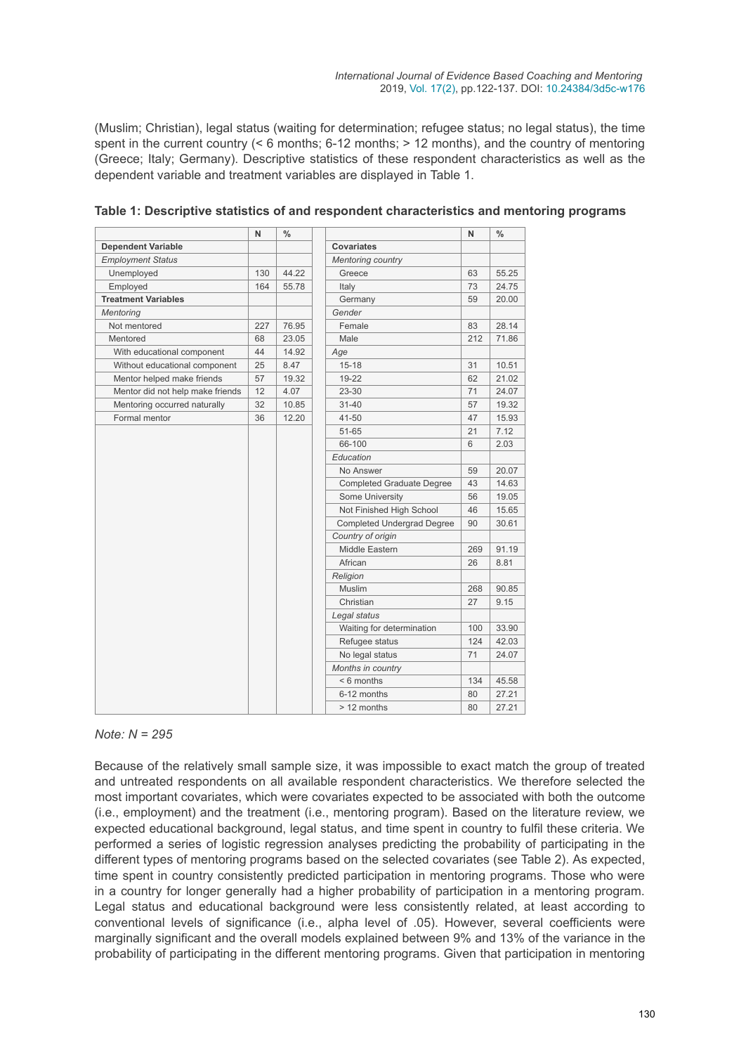(Muslim; Christian), legal status (waiting for determination; refugee status; no legal status), the time spent in the current country (< 6 months; 6-12 months; > 12 months), and the country of mentoring (Greece; Italy; Germany). Descriptive statistics of these respondent characteristics as well as the dependent variable and treatment variables are displayed in Table 1.

**Table 1: Descriptive statistics of and respondent characteristics and mentoring programs**

| | N | % | | | N | % |
|---|---|---|---|---|---|---|
| **Dependent Variable** | | | | **Covariates** | | |
| *Employment Status* | | | | *Mentoring country* | | |
| Unemployed | 130 | 44.22 | | Greece | 63 | 55.25 |
| Employed | 164 | 55.78 | | Italy | 73 | 24.75 |
| **Treatment Variables** | | | | Germany | 59 | 20.00 |
| *Mentoring* | | | | *Gender* | | |
| Not mentored | 227 | 76.95 | | Female | 83 | 28.14 |
| Mentored | 68 | 23.05 | | Male | 212 | 71.86 |
| With educational component | 44 | 14.92 | | *Age* | | |
| Without educational component | 25 | 8.47 | | 15-18 | 31 | 10.51 |
| Mentor helped make friends | 57 | 19.32 | | 19-22 | 62 | 21.02 |
| Mentor did not help make friends | 12 | 4.07 | | 23-30 | 71 | 24.07 |
| Mentoring occurred naturally | 32 | 10.85 | | 31-40 | 57 | 19.32 |
| Formal mentor | 36 | 12.20 | | 41-50 | 47 | 15.93 |
| | | | | 51-65 | 21 | 7.12 |
| | | | | 66-100 | 6 | 2.03 |
| | | | | *Education* | | |
| | | | | No Answer | 59 | 20.07 |
| | | | | Completed Graduate Degree | 43 | 14.63 |
| | | | | Some University | 56 | 19.05 |
| | | | | Not Finished High School | 46 | 15.65 |
| | | | | Completed Undergrad Degree | 90 | 30.61 |
| | | | | *Country of origin* | | |
| | | | | Middle Eastern | 269 | 91.19 |
| | | | | African | 26 | 8.81 |
| | | | | *Religion* | | |
| | | | | Muslim | 268 | 90.85 |
| | | | | Christian | 27 | 9.15 |
| | | | | *Legal status* | | |
| | | | | Waiting for determination | 100 | 33.90 |
| | | | | Refugee status | 124 | 42.03 |
| | | | | No legal status | 71 | 24.07 |
| | | | | *Months in country* | | |
| | | | | < 6 months | 134 | 45.58 |
| | | | | 6-12 months | 80 | 27.21 |
| | | | | > 12 months | 80 | 27.21 |

*Note: N = 295*

Because of the relatively small sample size, it was impossible to exact match the group of treated and untreated respondents on all available respondent characteristics. We therefore selected the most important covariates, which were covariates expected to be associated with both the outcome (i.e., employment) and the treatment (i.e., mentoring program). Based on the literature review, we expected educational background, legal status, and time spent in country to fulfil these criteria. We performed a series of logistic regression analyses predicting the probability of participating in the different types of mentoring programs based on the selected covariates (see Table 2). As expected, time spent in country consistently predicted participation in mentoring programs. Those who were in a country for longer generally had a higher probability of participation in a mentoring program. Legal status and educational background were less consistently related, at least according to conventional levels of significance (i.e., alpha level of .05). However, several coefficients were marginally significant and the overall models explained between 9% and 13% of the variance in the probability of participating in the different mentoring programs. Given that participation in mentoring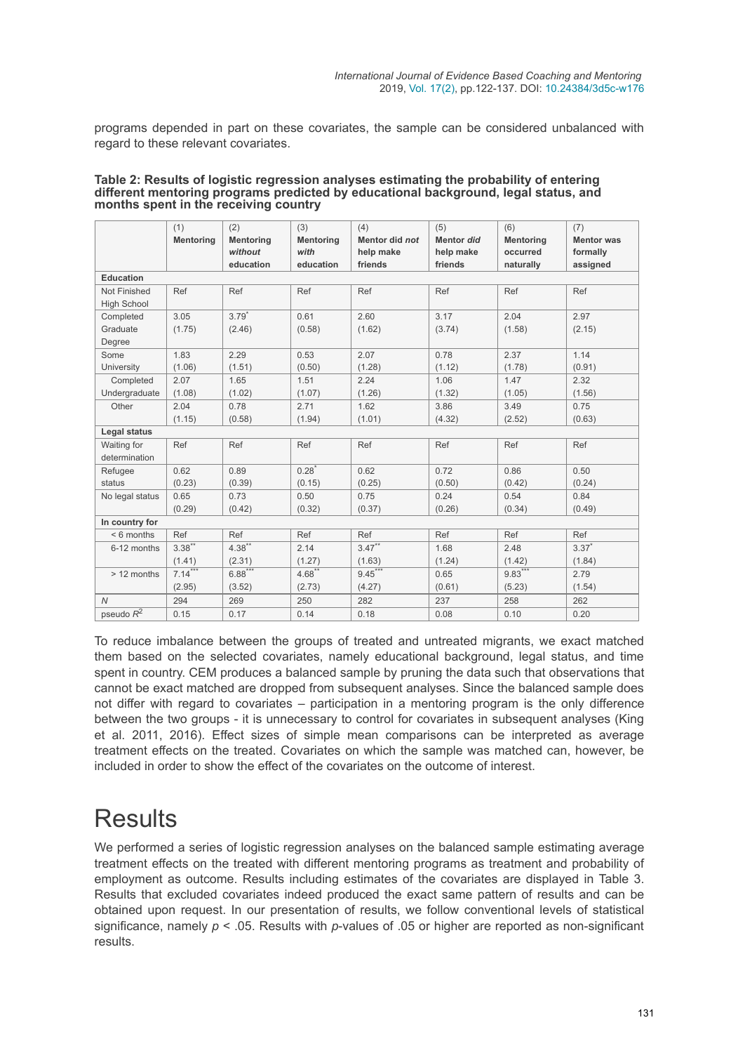programs depended in part on these covariates, the sample can be considered unbalanced with regard to these relevant covariates.

**Table 2: Results of logistic regression analyses estimating the probability of entering different mentoring programs predicted by educational background, legal status, and months spent in the receiving country**

| | (1) **Mentoring** | (2) **Mentoring *without* education** | (3) **Mentoring *with* education** | (4) **Mentor did *not* help make friends** | (5) **Mentor *did* help make friends** | (6) **Mentoring occurred naturally** | (7) **Mentor was formally assigned** |
|---|---|---|---|---|---|---|---|
| **Education** | | | | | | | |
| Not Finished High School | Ref | Ref | Ref | Ref | Ref | Ref | Ref |
| Completed Graduate Degree | 3.05 (1.75) | $3.79^{*}$ (2.46) | 0.61 (0.58) | 2.60 (1.62) | 3.17 (3.74) | 2.04 (1.58) | 2.97 (2.15) |
| Some University | 1.83 (1.06) | 2.29 (1.51) | 0.53 (0.50) | 2.07 (1.28) | 0.78 (1.12) | 2.37 (1.78) | 1.14 (0.91) |
| Completed Undergraduate | 2.07 (1.08) | 1.65 (1.02) | 1.51 (1.07) | 2.24 (1.26) | 1.06 (1.32) | 1.47 (1.05) | 2.32 (1.56) |
| Other | 2.04 (1.15) | 0.78 (0.58) | 2.71 (1.94) | 1.62 (1.01) | 3.86 (4.32) | 3.49 (2.52) | 0.75 (0.63) |
| **Legal status** | | | | | | | |
| Waiting for determination | Ref | Ref | Ref | Ref | Ref | Ref | Ref |
| Refugee status | 0.62 (0.23) | 0.89 (0.39) | $0.28^{*}$ (0.15) | 0.62 (0.25) | 0.72 (0.50) | 0.86 (0.42) | 0.50 (0.24) |
| No legal status | 0.65 (0.29) | 0.73 (0.42) | 0.50 (0.32) | 0.75 (0.37) | 0.24 (0.26) | 0.54 (0.34) | 0.84 (0.49) |
| **In country for** | | | | | | | |
| < 6 months | Ref | Ref | Ref | Ref | Ref | Ref | Ref |
| 6-12 months | $3.38^{**}$ (1.41) | $4.38^{**}$ (2.31) | 2.14 (1.27) | $3.47^{**}$ (1.63) | 1.68 (1.24) | 2.48 (1.42) | $3.37^{*}$ (1.84) |
| > 12 months | $7.14^{***}$ (2.95) | $6.88^{***}$ (3.52) | $4.68^{**}$ (2.73) | $9.45^{***}$ (4.27) | 0.65 (0.61) | $9.83^{***}$ (5.23) | 2.79 (1.54) |
| *N* | 294 | 269 | 250 | 282 | 237 | 258 | 262 |
| pseudo $R^2$ | 0.15 | 0.17 | 0.14 | 0.18 | 0.08 | 0.10 | 0.20 |

To reduce imbalance between the groups of treated and untreated migrants, we exact matched them based on the selected covariates, namely educational background, legal status, and time spent in country. CEM produces a balanced sample by pruning the data such that observations that cannot be exact matched are dropped from subsequent analyses. Since the balanced sample does not differ with regard to covariates – participation in a mentoring program is the only difference between the two groups - it is unnecessary to control for covariates in subsequent analyses (King et al. 2011, 2016). Effect sizes of simple mean comparisons can be interpreted as average treatment effects on the treated. Covariates on which the sample was matched can, however, be included in order to show the effect of the covariates on the outcome of interest.

# Results

We performed a series of logistic regression analyses on the balanced sample estimating average treatment effects on the treated with different mentoring programs as treatment and probability of employment as outcome. Results including estimates of the covariates are displayed in Table 3. Results that excluded covariates indeed produced the exact same pattern of results and can be obtained upon request. In our presentation of results, we follow conventional levels of statistical significance, namely $p < .05$. Results with $p$-values of .05 or higher are reported as non-significant results.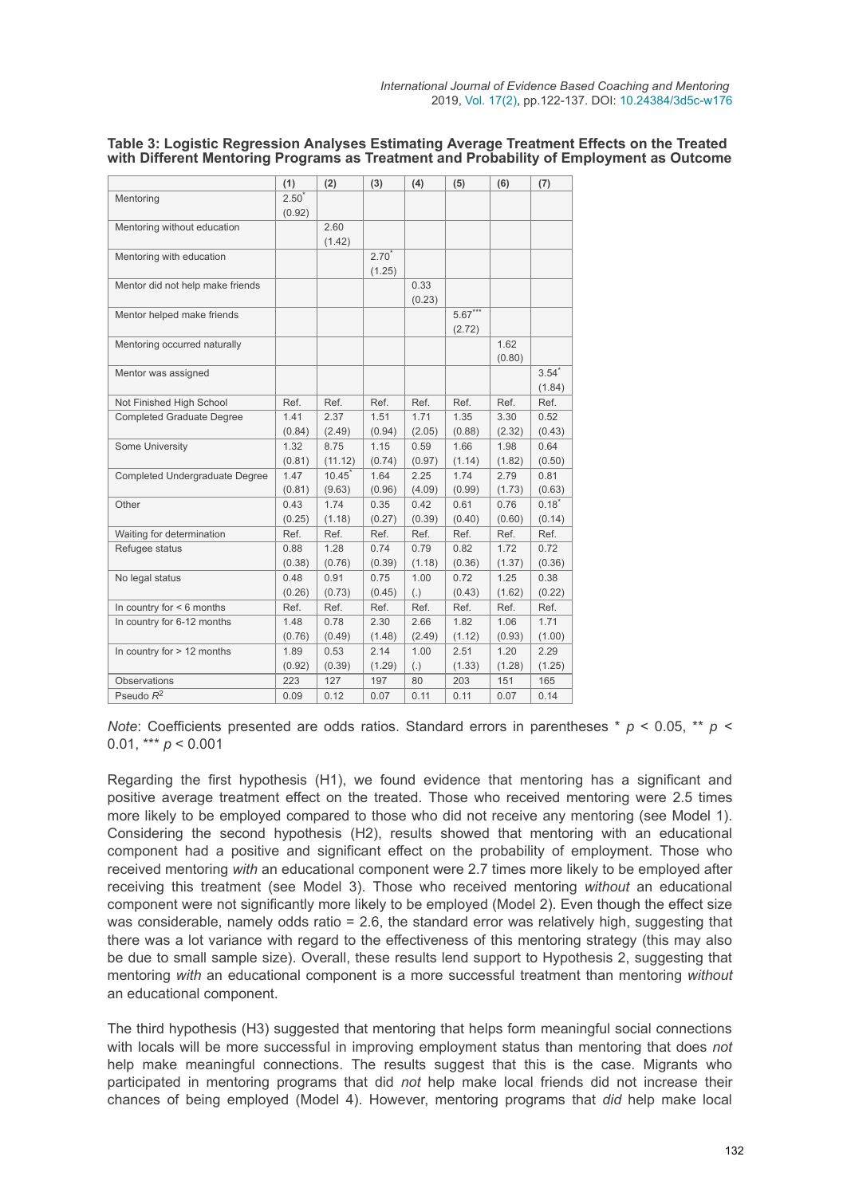**Table 3: Logistic Regression Analyses Estimating Average Treatment Effects on the Treated with Different Mentoring Programs as Treatment and Probability of Employment as Outcome**

| | (1) | (2) | (3) | (4) | (5) | (6) | (7) |
|---|---|---|---|---|---|---|---|
| Mentoring | 2.50* (0.92) | | | | | | |
| Mentoring without education | | 2.60 (1.42) | | | | | |
| Mentoring with education | | | 2.70* (1.25) | | | | |
| Mentor did not help make friends | | | | 0.33 (0.23) | | | |
| Mentor helped make friends | | | | | 5.67*** (2.72) | | |
| Mentoring occurred naturally | | | | | | 1.62 (0.80) | |
| Mentor was assigned | | | | | | | 3.54* (1.84) |
| Not Finished High School | Ref. | Ref. | Ref. | Ref. | Ref. | Ref. | Ref. |
| Completed Graduate Degree | 1.41 (0.84) | 2.37 (2.49) | 1.51 (0.94) | 1.71 (2.05) | 1.35 (0.88) | 3.30 (2.32) | 0.52 (0.43) |
| Some University | 1.32 (0.81) | 8.75 (11.12) | 1.15 (0.74) | 0.59 (0.97) | 1.66 (1.14) | 1.98 (1.82) | 0.64 (0.50) |
| Completed Undergraduate Degree | 1.47 (0.81) | 10.45* (9.63) | 1.64 (0.96) | 2.25 (4.09) | 1.74 (0.99) | 2.79 (1.73) | 0.81 (0.63) |
| Other | 0.43 (0.25) | 1.74 (1.18) | 0.35 (0.27) | 0.42 (0.39) | 0.61 (0.40) | 0.76 (0.60) | 0.18* (0.14) |
| Waiting for determination | Ref. | Ref. | Ref. | Ref. | Ref. | Ref. | Ref. |
| Refugee status | 0.88 (0.38) | 1.28 (0.76) | 0.74 (0.39) | 0.79 (1.18) | 0.82 (0.36) | 1.72 (1.37) | 0.72 (0.36) |
| No legal status | 0.48 (0.26) | 0.91 (0.73) | 0.75 (0.45) | 1.00 (.) | 0.72 (0.43) | 1.25 (1.62) | 0.38 (0.22) |
| In country for < 6 months | Ref. | Ref. | Ref. | Ref. | Ref. | Ref. | Ref. |
| In country for 6-12 months | 1.48 (0.76) | 0.78 (0.49) | 2.30 (1.48) | 2.66 (2.49) | 1.82 (1.12) | 1.06 (0.93) | 1.71 (1.00) |
| In country for > 12 months | 1.89 (0.92) | 0.53 (0.39) | 2.14 (1.29) | 1.00 (.) | 2.51 (1.33) | 1.20 (1.28) | 2.29 (1.25) |
| Observations | 223 | 127 | 197 | 80 | 203 | 151 | 165 |
| Pseudo $R^2$ | 0.09 | 0.12 | 0.07 | 0.11 | 0.11 | 0.07 | 0.14 |

*Note*: Coefficients presented are odds ratios. Standard errors in parentheses * $p < 0.05$, ** $p < 0.01$, *** $p < 0.001$

Regarding the first hypothesis (H1), we found evidence that mentoring has a significant and positive average treatment effect on the treated. Those who received mentoring were 2.5 times more likely to be employed compared to those who did not receive any mentoring (see Model 1). Considering the second hypothesis (H2), results showed that mentoring with an educational component had a positive and significant effect on the probability of employment. Those who received mentoring *with* an educational component were 2.7 times more likely to be employed after receiving this treatment (see Model 3). Those who received mentoring *without* an educational component were not significantly more likely to be employed (Model 2). Even though the effect size was considerable, namely odds ratio = 2.6, the standard error was relatively high, suggesting that there was a lot variance with regard to the effectiveness of this mentoring strategy (this may also be due to small sample size). Overall, these results lend support to Hypothesis 2, suggesting that mentoring *with* an educational component is a more successful treatment than mentoring *without* an educational component.

The third hypothesis (H3) suggested that mentoring that helps form meaningful social connections with locals will be more successful in improving employment status than mentoring that does *not* help make meaningful connections. The results suggest that this is the case. Migrants who participated in mentoring programs that did *not* help make local friends did not increase their chances of being employed (Model 4). However, mentoring programs that *did* help make local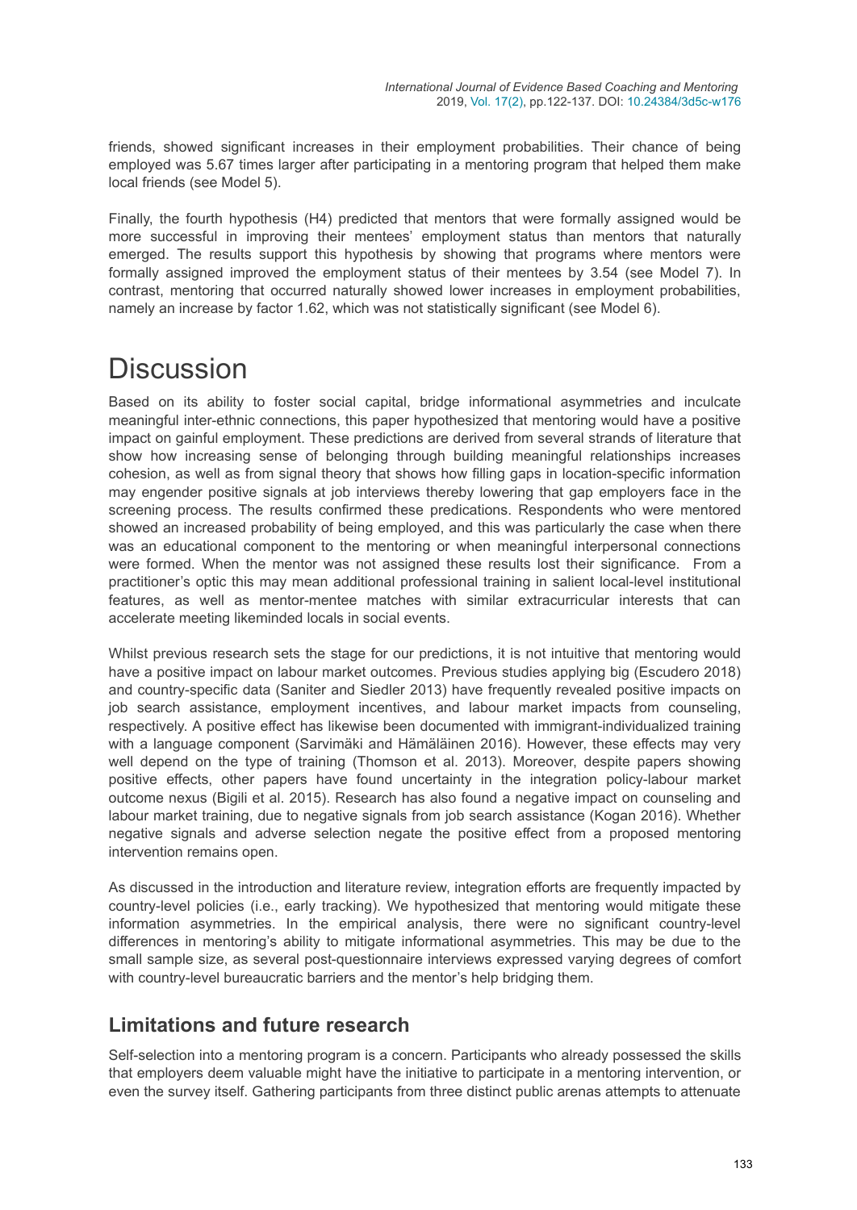friends, showed significant increases in their employment probabilities. Their chance of being employed was 5.67 times larger after participating in a mentoring program that helped them make local friends (see Model 5).

Finally, the fourth hypothesis (H4) predicted that mentors that were formally assigned would be more successful in improving their mentees' employment status than mentors that naturally emerged. The results support this hypothesis by showing that programs where mentors were formally assigned improved the employment status of their mentees by 3.54 (see Model 7). In contrast, mentoring that occurred naturally showed lower increases in employment probabilities, namely an increase by factor 1.62, which was not statistically significant (see Model 6).

# Discussion

Based on its ability to foster social capital, bridge informational asymmetries and inculcate meaningful inter-ethnic connections, this paper hypothesized that mentoring would have a positive impact on gainful employment. These predictions are derived from several strands of literature that show how increasing sense of belonging through building meaningful relationships increases cohesion, as well as from signal theory that shows how filling gaps in location-specific information may engender positive signals at job interviews thereby lowering that gap employers face in the screening process. The results confirmed these predications. Respondents who were mentored showed an increased probability of being employed, and this was particularly the case when there was an educational component to the mentoring or when meaningful interpersonal connections were formed. When the mentor was not assigned these results lost their significance. From a practitioner's optic this may mean additional professional training in salient local-level institutional features, as well as mentor-mentee matches with similar extracurricular interests that can accelerate meeting likeminded locals in social events.

Whilst previous research sets the stage for our predictions, it is not intuitive that mentoring would have a positive impact on labour market outcomes. Previous studies applying big (Escudero 2018) and country-specific data (Saniter and Siedler 2013) have frequently revealed positive impacts on job search assistance, employment incentives, and labour market impacts from counseling, respectively. A positive effect has likewise been documented with immigrant-individualized training with a language component (Sarvimäki and Hämäläinen 2016). However, these effects may very well depend on the type of training (Thomson et al. 2013). Moreover, despite papers showing positive effects, other papers have found uncertainty in the integration policy-labour market outcome nexus (Bigili et al. 2015). Research has also found a negative impact on counseling and labour market training, due to negative signals from job search assistance (Kogan 2016). Whether negative signals and adverse selection negate the positive effect from a proposed mentoring intervention remains open.

As discussed in the introduction and literature review, integration efforts are frequently impacted by country-level policies (i.e., early tracking). We hypothesized that mentoring would mitigate these information asymmetries. In the empirical analysis, there were no significant country-level differences in mentoring's ability to mitigate informational asymmetries. This may be due to the small sample size, as several post-questionnaire interviews expressed varying degrees of comfort with country-level bureaucratic barriers and the mentor's help bridging them.

## Limitations and future research

Self-selection into a mentoring program is a concern. Participants who already possessed the skills that employers deem valuable might have the initiative to participate in a mentoring intervention, or even the survey itself. Gathering participants from three distinct public arenas attempts to attenuate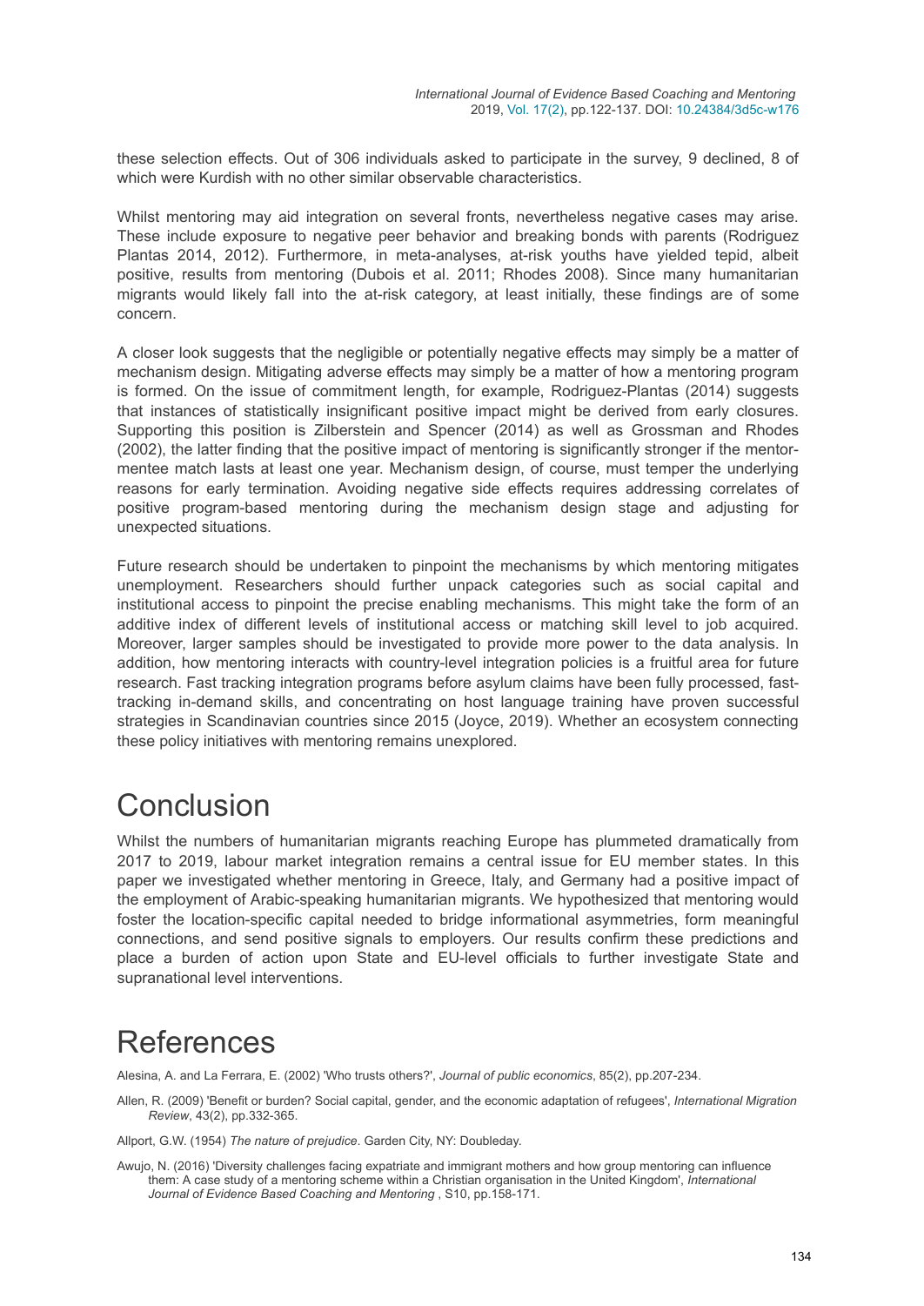these selection effects. Out of 306 individuals asked to participate in the survey, 9 declined, 8 of which were Kurdish with no other similar observable characteristics.

Whilst mentoring may aid integration on several fronts, nevertheless negative cases may arise. These include exposure to negative peer behavior and breaking bonds with parents (Rodriguez Plantas 2014, 2012). Furthermore, in meta-analyses, at-risk youths have yielded tepid, albeit positive, results from mentoring (Dubois et al. 2011; Rhodes 2008). Since many humanitarian migrants would likely fall into the at-risk category, at least initially, these findings are of some concern.

A closer look suggests that the negligible or potentially negative effects may simply be a matter of mechanism design. Mitigating adverse effects may simply be a matter of how a mentoring program is formed. On the issue of commitment length, for example, Rodriguez-Plantas (2014) suggests that instances of statistically insignificant positive impact might be derived from early closures. Supporting this position is Zilberstein and Spencer (2014) as well as Grossman and Rhodes (2002), the latter finding that the positive impact of mentoring is significantly stronger if the mentor-mentee match lasts at least one year. Mechanism design, of course, must temper the underlying reasons for early termination. Avoiding negative side effects requires addressing correlates of positive program-based mentoring during the mechanism design stage and adjusting for unexpected situations.

Future research should be undertaken to pinpoint the mechanisms by which mentoring mitigates unemployment. Researchers should further unpack categories such as social capital and institutional access to pinpoint the precise enabling mechanisms. This might take the form of an additive index of different levels of institutional access or matching skill level to job acquired. Moreover, larger samples should be investigated to provide more power to the data analysis. In addition, how mentoring interacts with country-level integration policies is a fruitful area for future research. Fast tracking integration programs before asylum claims have been fully processed, fast-tracking in-demand skills, and concentrating on host language training have proven successful strategies in Scandinavian countries since 2015 (Joyce, 2019). Whether an ecosystem connecting these policy initiatives with mentoring remains unexplored.

# Conclusion

Whilst the numbers of humanitarian migrants reaching Europe has plummeted dramatically from 2017 to 2019, labour market integration remains a central issue for EU member states. In this paper we investigated whether mentoring in Greece, Italy, and Germany had a positive impact of the employment of Arabic-speaking humanitarian migrants. We hypothesized that mentoring would foster the location-specific capital needed to bridge informational asymmetries, form meaningful connections, and send positive signals to employers. Our results confirm these predictions and place a burden of action upon State and EU-level officials to further investigate State and supranational level interventions.

# References

Alesina, A. and La Ferrara, E. (2002) 'Who trusts others?', *Journal of public economics*, 85(2), pp.207-234.

Allen, R. (2009) 'Benefit or burden? Social capital, gender, and the economic adaptation of refugees', *International Migration Review*, 43(2), pp.332-365.

Allport, G.W. (1954) *The nature of prejudice*. Garden City, NY: Doubleday.

Awujo, N. (2016) 'Diversity challenges facing expatriate and immigrant mothers and how group mentoring can influence them: A case study of a mentoring scheme within a Christian organisation in the United Kingdom', *International Journal of Evidence Based Coaching and Mentoring* , S10, pp.158-171.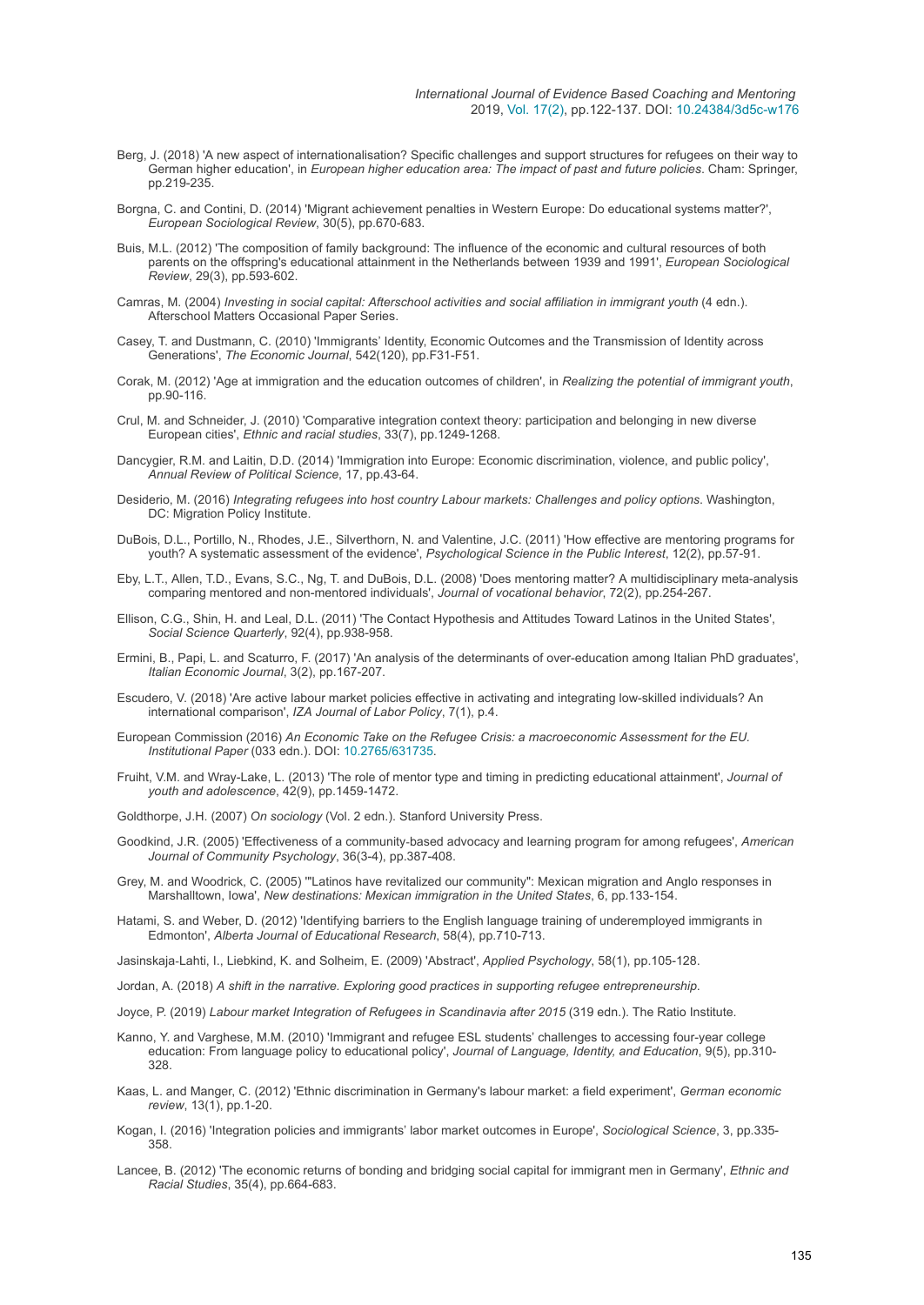Berg, J. (2018) 'A new aspect of internationalisation? Specific challenges and support structures for refugees on their way to German higher education', in *European higher education area: The impact of past and future policies*. Cham: Springer, pp.219-235.

Borgna, C. and Contini, D. (2014) 'Migrant achievement penalties in Western Europe: Do educational systems matter?', *European Sociological Review*, 30(5), pp.670-683.

Buis, M.L. (2012) 'The composition of family background: The influence of the economic and cultural resources of both parents on the offspring's educational attainment in the Netherlands between 1939 and 1991', *European Sociological Review*, 29(3), pp.593-602.

Camras, M. (2004) *Investing in social capital: Afterschool activities and social affiliation in immigrant youth* (4 edn.). Afterschool Matters Occasional Paper Series.

Casey, T. and Dustmann, C. (2010) 'Immigrants' Identity, Economic Outcomes and the Transmission of Identity across Generations', *The Economic Journal*, 542(120), pp.F31-F51.

Corak, M. (2012) 'Age at immigration and the education outcomes of children', in *Realizing the potential of immigrant youth*, pp.90-116.

Crul, M. and Schneider, J. (2010) 'Comparative integration context theory: participation and belonging in new diverse European cities', *Ethnic and racial studies*, 33(7), pp.1249-1268.

Dancygier, R.M. and Laitin, D.D. (2014) 'Immigration into Europe: Economic discrimination, violence, and public policy', *Annual Review of Political Science*, 17, pp.43-64.

Desiderio, M. (2016) *Integrating refugees into host country Labour markets: Challenges and policy options*. Washington, DC: Migration Policy Institute.

DuBois, D.L., Portillo, N., Rhodes, J.E., Silverthorn, N. and Valentine, J.C. (2011) 'How effective are mentoring programs for youth? A systematic assessment of the evidence', *Psychological Science in the Public Interest*, 12(2), pp.57-91.

Eby, L.T., Allen, T.D., Evans, S.C., Ng, T. and DuBois, D.L. (2008) 'Does mentoring matter? A multidisciplinary meta-analysis comparing mentored and non-mentored individuals', *Journal of vocational behavior*, 72(2), pp.254-267.

Ellison, C.G., Shin, H. and Leal, D.L. (2011) 'The Contact Hypothesis and Attitudes Toward Latinos in the United States', *Social Science Quarterly*, 92(4), pp.938-958.

Ermini, B., Papi, L. and Scaturro, F. (2017) 'An analysis of the determinants of over-education among Italian PhD graduates', *Italian Economic Journal*, 3(2), pp.167-207.

Escudero, V. (2018) 'Are active labour market policies effective in activating and integrating low-skilled individuals? An international comparison', *IZA Journal of Labor Policy*, 7(1), p.4.

European Commission (2016) *An Economic Take on the Refugee Crisis: a macroeconomic Assessment for the EU. Institutional Paper* (033 edn.). DOI: 10.2765/631735.

Fruiht, V.M. and Wray-Lake, L. (2013) 'The role of mentor type and timing in predicting educational attainment', *Journal of youth and adolescence*, 42(9), pp.1459-1472.

Goldthorpe, J.H. (2007) *On sociology* (Vol. 2 edn.). Stanford University Press.

Goodkind, J.R. (2005) 'Effectiveness of a community-based advocacy and learning program for among refugees', *American Journal of Community Psychology*, 36(3-4), pp.387-408.

Grey, M. and Woodrick, C. (2005) '"Latinos have revitalized our community": Mexican migration and Anglo responses in Marshalltown, Iowa', *New destinations: Mexican immigration in the United States*, 6, pp.133-154.

Hatami, S. and Weber, D. (2012) 'Identifying barriers to the English language training of underemployed immigrants in Edmonton', *Alberta Journal of Educational Research*, 58(4), pp.710-713.

Jasinskaja-Lahti, I., Liebkind, K. and Solheim, E. (2009) 'Abstract', *Applied Psychology*, 58(1), pp.105-128.

Jordan, A. (2018) *A shift in the narrative. Exploring good practices in supporting refugee entrepreneurship*.

Joyce, P. (2019) *Labour market Integration of Refugees in Scandinavia after 2015* (319 edn.). The Ratio Institute.

Kanno, Y. and Varghese, M.M. (2010) 'Immigrant and refugee ESL students' challenges to accessing four-year college education: From language policy to educational policy', *Journal of Language, Identity, and Education*, 9(5), pp.310-328.

Kaas, L. and Manger, C. (2012) 'Ethnic discrimination in Germany's labour market: a field experiment', *German economic review*, 13(1), pp.1-20.

Kogan, I. (2016) 'Integration policies and immigrants' labor market outcomes in Europe', *Sociological Science*, 3, pp.335-358.

Lancee, B. (2012) 'The economic returns of bonding and bridging social capital for immigrant men in Germany', *Ethnic and Racial Studies*, 35(4), pp.664-683.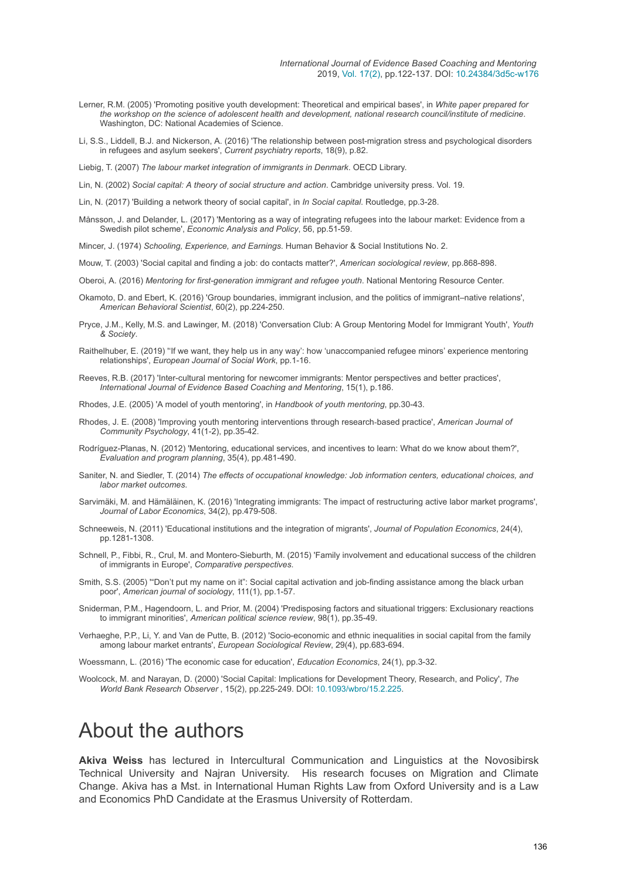Lerner, R.M. (2005) 'Promoting positive youth development: Theoretical and empirical bases', in *White paper prepared for the workshop on the science of adolescent health and development, national research council/institute of medicine*. Washington, DC: National Academies of Science.

Li, S.S., Liddell, B.J. and Nickerson, A. (2016) 'The relationship between post-migration stress and psychological disorders in refugees and asylum seekers', *Current psychiatry reports*, 18(9), p.82.

Liebig, T. (2007) *The labour market integration of immigrants in Denmark*. OECD Library.

Lin, N. (2002) *Social capital: A theory of social structure and action*. Cambridge university press. Vol. 19.

Lin, N. (2017) 'Building a network theory of social capital', in *In Social capital*. Routledge, pp.3-28.

Månsson, J. and Delander, L. (2017) 'Mentoring as a way of integrating refugees into the labour market: Evidence from a Swedish pilot scheme', *Economic Analysis and Policy*, 56, pp.51-59.

Mincer, J. (1974) *Schooling, Experience, and Earnings*. Human Behavior & Social Institutions No. 2.

Mouw, T. (2003) 'Social capital and finding a job: do contacts matter?', *American sociological review*, pp.868-898.

Oberoi, A. (2016) *Mentoring for first-generation immigrant and refugee youth*. National Mentoring Resource Center.

Okamoto, D. and Ebert, K. (2016) 'Group boundaries, immigrant inclusion, and the politics of immigrant–native relations', *American Behavioral Scientist*, 60(2), pp.224-250.

Pryce, J.M., Kelly, M.S. and Lawinger, M. (2018) 'Conversation Club: A Group Mentoring Model for Immigrant Youth', *Youth & Society*.

Raithelhuber, E. (2019) ''If we want, they help us in any way': how 'unaccompanied refugee minors' experience mentoring relationships', *European Journal of Social Work*, pp.1-16.

Reeves, R.B. (2017) 'Inter-cultural mentoring for newcomer immigrants: Mentor perspectives and better practices', *International Journal of Evidence Based Coaching and Mentoring*, 15(1), p.186.

Rhodes, J.E. (2005) 'A model of youth mentoring', in *Handbook of youth mentoring*, pp.30-43.

Rhodes, J. E. (2008) 'Improving youth mentoring interventions through research-based practice', *American Journal of Community Psychology*, 41(1-2), pp.35-42.

Rodríguez-Planas, N. (2012) 'Mentoring, educational services, and incentives to learn: What do we know about them?', *Evaluation and program planning*, 35(4), pp.481-490.

Saniter, N. and Siedler, T. (2014) *The effects of occupational knowledge: Job information centers, educational choices, and labor market outcomes*.

Sarvimäki, M. and Hämäläinen, K. (2016) 'Integrating immigrants: The impact of restructuring active labor market programs', *Journal of Labor Economics*, 34(2), pp.479-508.

Schneeweis, N. (2011) 'Educational institutions and the integration of migrants', *Journal of Population Economics*, 24(4), pp.1281-1308.

Schnell, P., Fibbi, R., Crul, M. and Montero-Sieburth, M. (2015) 'Family involvement and educational success of the children of immigrants in Europe', *Comparative perspectives*.

Smith, S.S. (2005) '"Don't put my name on it": Social capital activation and job-finding assistance among the black urban poor', *American journal of sociology*, 111(1), pp.1-57.

Sniderman, P.M., Hagendoorn, L. and Prior, M. (2004) 'Predisposing factors and situational triggers: Exclusionary reactions to immigrant minorities', *American political science review*, 98(1), pp.35-49.

Verhaeghe, P.P., Li, Y. and Van de Putte, B. (2012) 'Socio-economic and ethnic inequalities in social capital from the family among labour market entrants', *European Sociological Review*, 29(4), pp.683-694.

Woessmann, L. (2016) 'The economic case for education', *Education Economics*, 24(1), pp.3-32.

Woolcock, M. and Narayan, D. (2000) 'Social Capital: Implications for Development Theory, Research, and Policy', *The World Bank Research Observer* , 15(2), pp.225-249. DOI: 10.1093/wbro/15.2.225.

# About the authors

**Akiva Weiss** has lectured in Intercultural Communication and Linguistics at the Novosibirsk Technical University and Najran University. His research focuses on Migration and Climate Change. Akiva has a Mst. in International Human Rights Law from Oxford University and is a Law and Economics PhD Candidate at the Erasmus University of Rotterdam.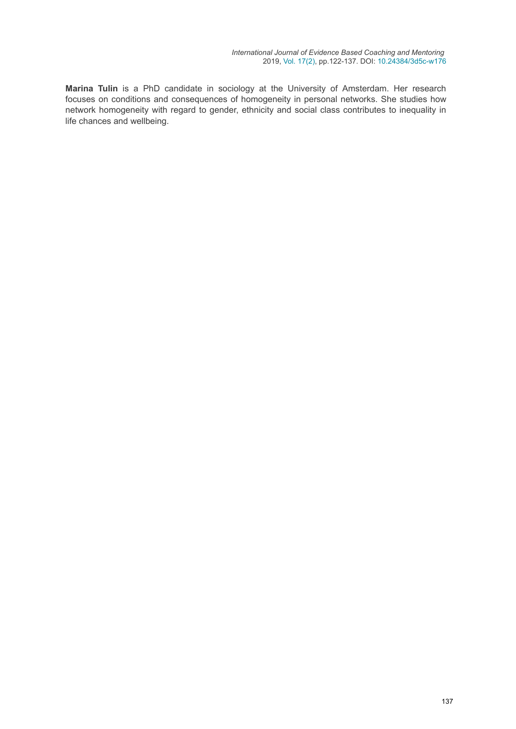**Marina Tulin** is a PhD candidate in sociology at the University of Amsterdam. Her research focuses on conditions and consequences of homogeneity in personal networks. She studies how network homogeneity with regard to gender, ethnicity and social class contributes to inequality in life chances and wellbeing.